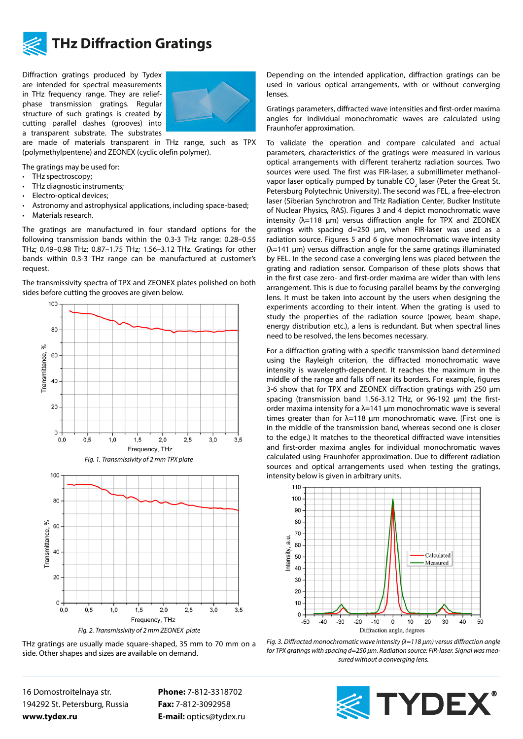# THz Diffraction Gratings

Diffraction gratings produced by Tydex are intended for spectral measurements in THz frequency range. They are relief-phase transmission gratings. Regular structure of such gratings is created by cutting parallel dashes (grooves) into a transparent substrate. The substrates are made of materials transparent in THz range, such as TPX (polymethylpentene) and ZEONEX (cyclic olefin polymer).

The gratings may be used for:

- THz spectroscopy;
- THz diagnostic instruments;
- Electro-optical devices;
- Astronomy and astrophysical applications, including space-based;
- Materials research.

The gratings are manufactured in four standard options for the following transmission bands within the 0.3-3 THz range: 0.28–0.55 THz; 0.49–0.98 THz; 0.87–1.75 THz; 1.56–3.12 THz. Gratings for other bands within 0.3-3 THz range can be manufactured at customer's request.

The transmissivity spectra of TPX and ZEONEX plates polished on both sides before cutting the grooves are given below.

Transmittance, %
100
80
60
40
20
0
0,0 0,5 1,0 1,5 2,0 2,5 3,0 3,5
Frequency, THz

*Fig. 1. Transmissivity of 2 mm TPX plate*

Transmittance, %
100
80
60
40
20
0
0,0 0,5 1,0 1,5 2,0 2,5 3,0 3,5
Frequency, THz

*Fig. 2. Transmissivity of 2 mm ZEONEX plate*

THz gratings are usually made square-shaped, 35 mm to 70 mm on a side. Other shapes and sizes are available on demand.

Depending on the intended application, diffraction gratings can be used in various optical arrangements, with or without converging lenses.

Gratings parameters, diffracted wave intensities and first-order maxima angles for individual monochromatic waves are calculated using Fraunhofer approximation.

To validate the operation and compare calculated and actual parameters, characteristics of the gratings were measured in various optical arrangements with different terahertz radiation sources. Two sources were used. The first was FIR-laser, a submillimeter methanol-vapor laser optically pumped by tunable $CO_2$ laser (Peter the Great St. Petersburg Polytechnic University). The second was FEL, a free-electron laser (Siberian Synchrotron and THz Radiation Center, Budker Institute of Nuclear Physics, RAS). Figures 3 and 4 depict monochromatic wave intensity (λ=118 µm) versus diffraction angle for TPX and ZEONEX gratings with spacing d=250 µm, when FIR-laser was used as a radiation source. Figures 5 and 6 give monochromatic wave intensity (λ=141 µm) versus diffraction angle for the same gratings illuminated by FEL. In the second case a converging lens was placed between the grating and radiation sensor. Comparison of these plots shows that in the first case zero- and first-order maxima are wider than with lens arrangement. This is due to focusing parallel beams by the converging lens. It must be taken into account by the users when designing the experiments according to their intent. When the grating is used to study the properties of the radiation source (power, beam shape, energy distribution etc.), a lens is redundant. But when spectral lines need to be resolved, the lens becomes necessary.

For a diffraction grating with a specific transmission band determined using the Rayleigh criterion, the diffracted monochromatic wave intensity is wavelength-dependent. It reaches the maximum in the middle of the range and falls off near its borders. For example, figures 3-6 show that for TPX and ZEONEX diffraction gratings with 250 µm spacing (transmission band 1.56-3.12 THz, or 96-192 µm) the first-order maxima intensity for a λ=141 µm monochromatic wave is several times greater than for λ=118 µm monochromatic wave. (First one is in the middle of the transmission band, whereas second one is closer to the edge.) It matches to the theoretical diffracted wave intensities and first-order maxima angles for individual monochromatic waves calculated using Fraunhofer approximation. Due to different radiation sources and optical arrangements used when testing the gratings, intensity below is given in arbitrary units.

Intensity, a.u.
110
100
90
80
70
60
50
40
30
20
10
0
-50 -40 -30 -20 -10 0 10 20 30 40 50
Diffraction angle, degrees
Calculated
Measured

*Fig. 3. Diffracted monochromatic wave intensity (λ=118 µm) versus diffraction angle for TPX gratings with spacing d=250 µm. Radiation source: FIR-laser. Signal was measured without a converging lens.*

16 Domostroitelnaya str.
194292 St. Petersburg, Russia
**www.tydex.ru**

**Phone:** 7-812-3318702
**Fax:** 7-812-3092958
**E-mail:** optics@tydex.ru

TYDEX®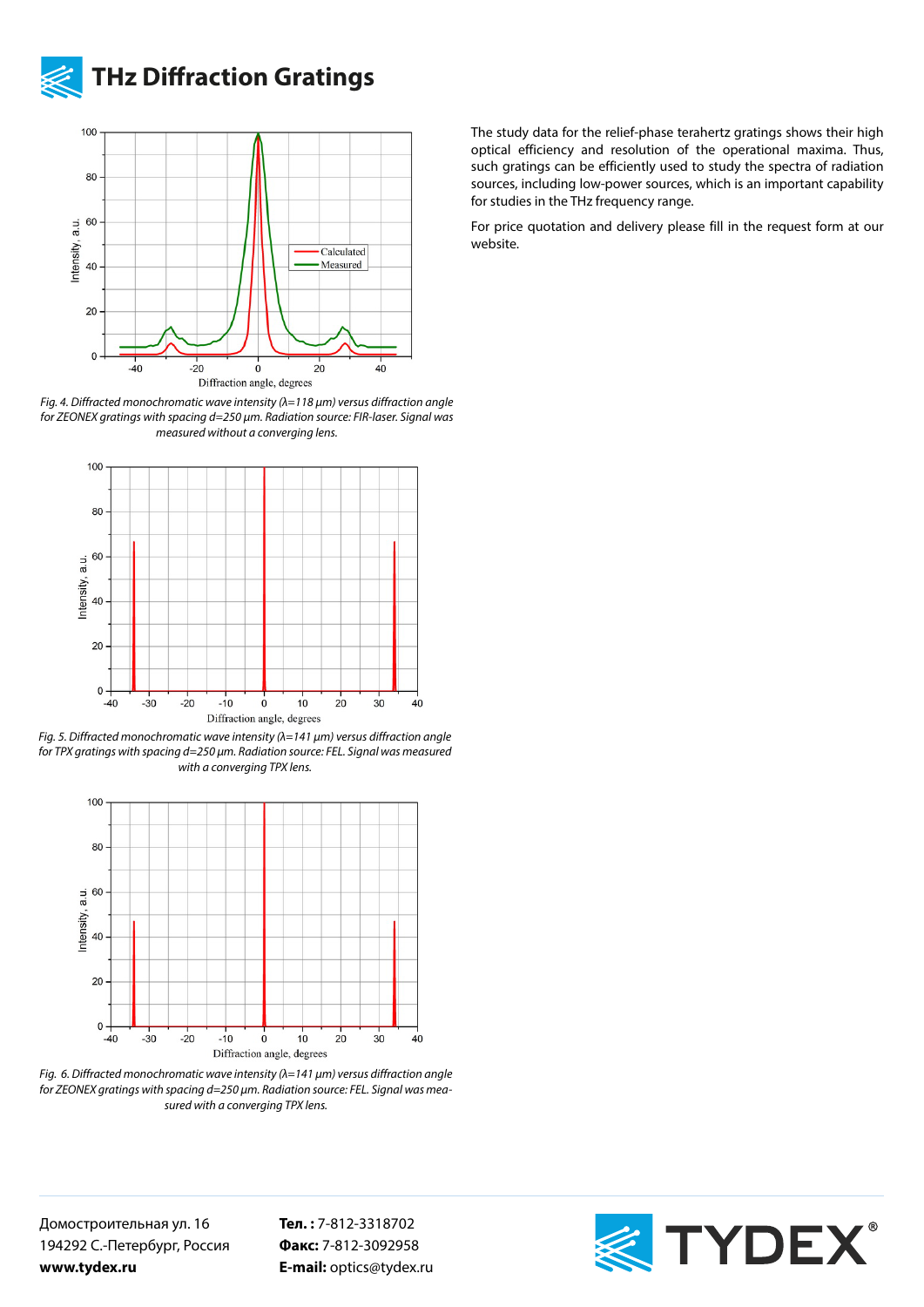# THz Diffraction Gratings

100
80
60
40
20
0
Intensity, a.u.
-40
-20
0
20
40
Diffraction angle, degrees
Calculated
Measured

*Fig. 4. Diffracted monochromatic wave intensity (λ=118 μm) versus diffraction angle for ZEONEX gratings with spacing d=250 μm. Radiation source: FIR-laser. Signal was measured without a converging lens.*

100
80
60
40
20
0
Intensity, a.u.
-40
-30
-20
-10
0
10
20
30
40
Diffraction angle, degrees

*Fig. 5. Diffracted monochromatic wave intensity (λ=141 μm) versus diffraction angle for TPX gratings with spacing d=250 μm. Radiation source: FEL. Signal was measured with a converging TPX lens.*

100
80
60
40
20
0
Intensity, a.u.
-40
-30
-20
-10
0
10
20
30
40
Diffraction angle, degrees

*Fig. 6. Diffracted monochromatic wave intensity (λ=141 μm) versus diffraction angle for ZEONEX gratings with spacing d=250 μm. Radiation source: FEL. Signal was measured with a converging TPX lens.*

The study data for the relief-phase terahertz gratings shows their high optical efficiency and resolution of the operational maxima. Thus, such gratings can be efficiently used to study the spectra of radiation sources, including low-power sources, which is an important capability for studies in the THz frequency range.

For price quotation and delivery please fill in the request form at our website.

Домостроительная ул. 16
194292 С.-Петербург, Россия
**www.tydex.ru**

**Тел. :** 7-812-3318702
**Факс:** 7-812-3092958
**E-mail:** optics@tydex.ru

TYDEX®